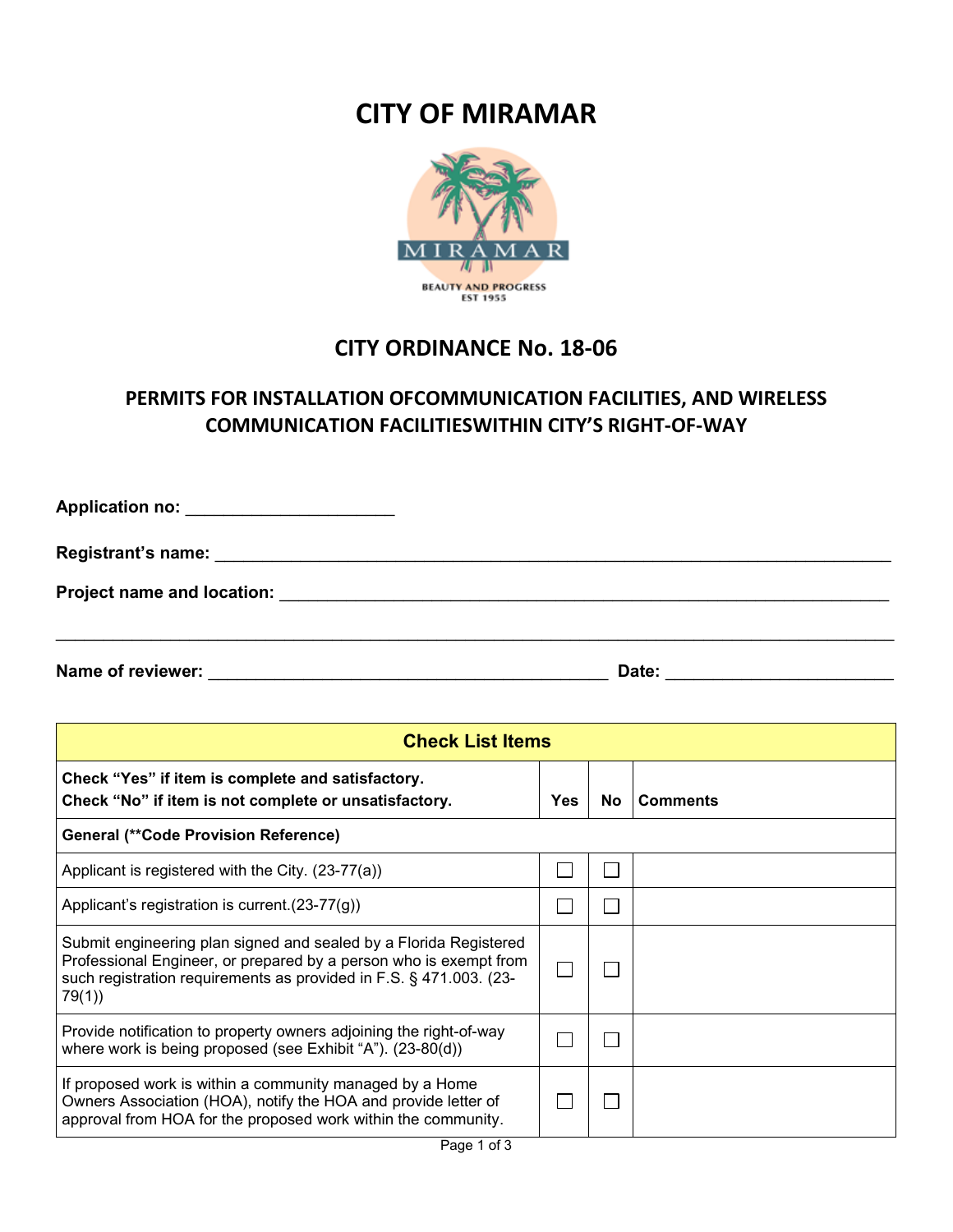# CITY OF MIRAMAR

## CITY ORDINANCE No. 18-06

### PERMITS FOR INSTALLATION OFCOMMUNICATION FACILITIES, AND WIRELESS COMMUNICATION FACILITIESWITHIN CITY'S RIGHT-OF-WAY

**Application no:** ______________________

**Registrant's name:** ______________________________________________________________

**Project name and location:** ______________________________________________________

______________________________________________________________________________

**Name of reviewer:** ________________________________________ **Date:** ____________________

| **Check List Items** | | | |
|---|---|---|---|
| **Check "Yes" if item is complete and satisfactory.**<br>**Check "No" if item is not complete or unsatisfactory.** | **Yes** | **No** | **Comments** |
| **General (\*\*Code Provision Reference)** | | | |
| Applicant is registered with the City. (23-77(a)) | ☐ | ☐ | |
| Applicant's registration is current.(23-77(g)) | ☐ | ☐ | |
| Submit engineering plan signed and sealed by a Florida Registered Professional Engineer, or prepared by a person who is exempt from such registration requirements as provided in F.S. § 471.003. (23-79(1)) | ☐ | ☐ | |
| Provide notification to property owners adjoining the right-of-way where work is being proposed (see Exhibit "A"). (23-80(d)) | ☐ | ☐ | |
| If proposed work is within a community managed by a Home Owners Association (HOA), notify the HOA and provide letter of approval from HOA for the proposed work within the community. | ☐ | ☐ | |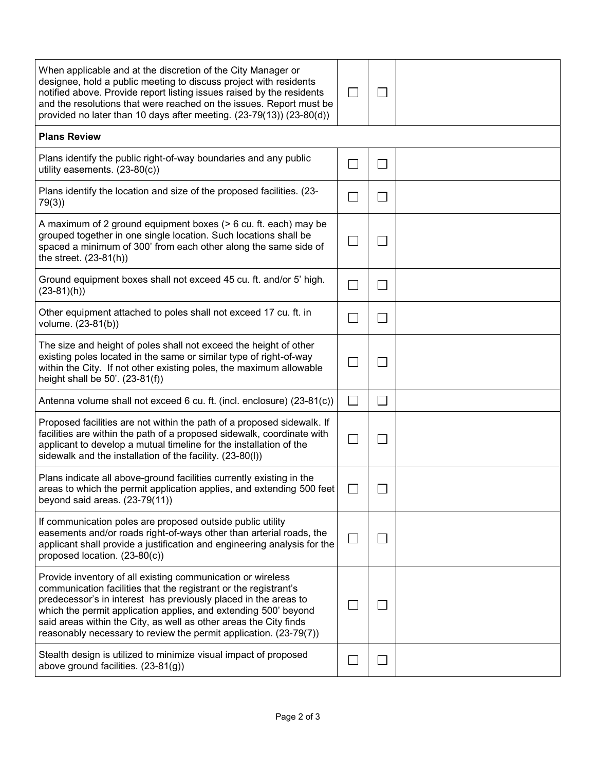| | | | |
|---|---|---|---|
| When applicable and at the discretion of the City Manager or designee, hold a public meeting to discuss project with residents notified above. Provide report listing issues raised by the residents and the resolutions that were reached on the issues. Report must be provided no later than 10 days after meeting. (23-79(13)) (23-80(d)) | ☐ | ☐ | |
| **Plans Review** | | | |
| Plans identify the public right-of-way boundaries and any public utility easements. (23-80(c)) | ☐ | ☐ | |
| Plans identify the location and size of the proposed facilities. (23-79(3)) | ☐ | ☐ | |
| A maximum of 2 ground equipment boxes (> 6 cu. ft. each) may be grouped together in one single location. Such locations shall be spaced a minimum of 300' from each other along the same side of the street. (23-81(h)) | ☐ | ☐ | |
| Ground equipment boxes shall not exceed 45 cu. ft. and/or 5' high. (23-81)(h)) | ☐ | ☐ | |
| Other equipment attached to poles shall not exceed 17 cu. ft. in volume. (23-81(b)) | ☐ | ☐ | |
| The size and height of poles shall not exceed the height of other existing poles located in the same or similar type of right-of-way within the City. If not other existing poles, the maximum allowable height shall be 50'. (23-81(f)) | ☐ | ☐ | |
| Antenna volume shall not exceed 6 cu. ft. (incl. enclosure) (23-81(c)) | ☐ | ☐ | |
| Proposed facilities are not within the path of a proposed sidewalk. If facilities are within the path of a proposed sidewalk, coordinate with applicant to develop a mutual timeline for the installation of the sidewalk and the installation of the facility. (23-80(l)) | ☐ | ☐ | |
| Plans indicate all above-ground facilities currently existing in the areas to which the permit application applies, and extending 500 feet beyond said areas. (23-79(11)) | ☐ | ☐ | |
| If communication poles are proposed outside public utility easements and/or roads right-of-ways other than arterial roads, the applicant shall provide a justification and engineering analysis for the proposed location. (23-80(c)) | ☐ | ☐ | |
| Provide inventory of all existing communication or wireless communication facilities that the registrant or the registrant's predecessor's in interest has previously placed in the areas to which the permit application applies, and extending 500' beyond said areas within the City, as well as other areas the City finds reasonably necessary to review the permit application. (23-79(7)) | ☐ | ☐ | |
| Stealth design is utilized to minimize visual impact of proposed above ground facilities. (23-81(g)) | ☐ | ☐ | |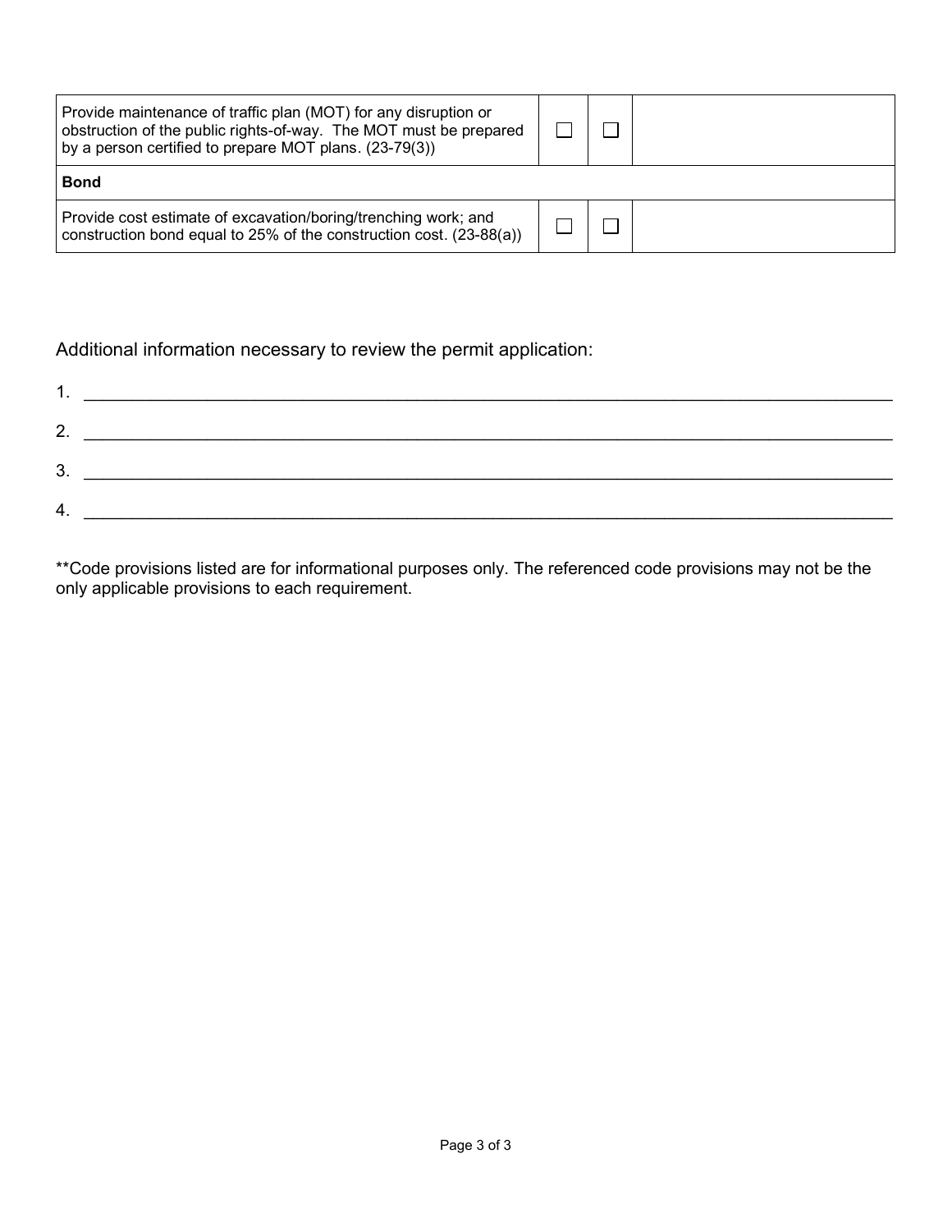| | | | |
|---|---|---|---|
| Provide maintenance of traffic plan (MOT) for any disruption or obstruction of the public rights-of-way. The MOT must be prepared by a person certified to prepare MOT plans. (23-79(3)) | ☐ | ☐ | |
| **Bond** | | | |
| Provide cost estimate of excavation/boring/trenching work; and construction bond equal to 25% of the construction cost. (23-88(a)) | ☐ | ☐ | |

Additional information necessary to review the permit application:

1. ______________________________________________________________________________

2. ______________________________________________________________________________

3. ______________________________________________________________________________

4. ______________________________________________________________________________

**Code provisions listed are for informational purposes only. The referenced code provisions may not be the only applicable provisions to each requirement.